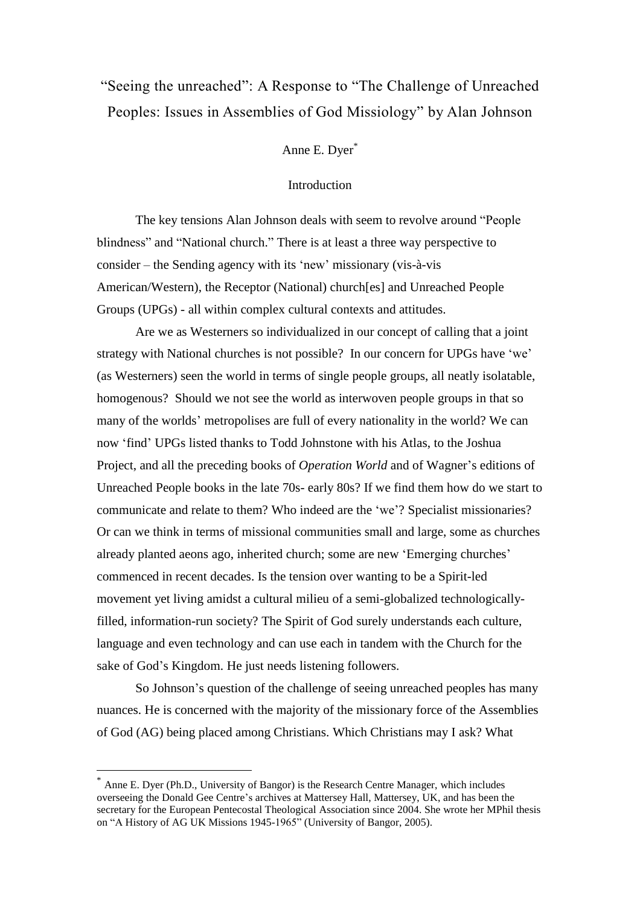# "Seeing the unreached": A Response to "The Challenge of Unreached Peoples: Issues in Assemblies of God Missiology" by Alan Johnson

Anne E. Dyer[*]

## Introduction

The key tensions Alan Johnson deals with seem to revolve around "People blindness" and "National church." There is at least a three way perspective to consider – the Sending agency with its 'new' missionary (vis-à-vis American/Western), the Receptor (National) church[es] and Unreached People Groups (UPGs) - all within complex cultural contexts and attitudes.

Are we as Westerners so individualized in our concept of calling that a joint strategy with National churches is not possible? In our concern for UPGs have 'we' (as Westerners) seen the world in terms of single people groups, all neatly isolatable, homogenous? Should we not see the world as interwoven people groups in that so many of the worlds' metropolises are full of every nationality in the world? We can now 'find' UPGs listed thanks to Todd Johnstone with his Atlas, to the Joshua Project, and all the preceding books of *Operation World* and of Wagner's editions of Unreached People books in the late 70s- early 80s? If we find them how do we start to communicate and relate to them? Who indeed are the 'we'? Specialist missionaries? Or can we think in terms of missional communities small and large, some as churches already planted aeons ago, inherited church; some are new 'Emerging churches' commenced in recent decades. Is the tension over wanting to be a Spirit-led movement yet living amidst a cultural milieu of a semi-globalized technologically-filled, information-run society? The Spirit of God surely understands each culture, language and even technology and can use each in tandem with the Church for the sake of God's Kingdom. He just needs listening followers.

So Johnson's question of the challenge of seeing unreached peoples has many nuances. He is concerned with the majority of the missionary force of the Assemblies of God (AG) being placed among Christians. Which Christians may I ask? What

---

[*] Anne E. Dyer (Ph.D., University of Bangor) is the Research Centre Manager, which includes overseeing the Donald Gee Centre's archives at Mattersey Hall, Mattersey, UK, and has been the secretary for the European Pentecostal Theological Association since 2004. She wrote her MPhil thesis on "A History of AG UK Missions 1945-1965" (University of Bangor, 2005).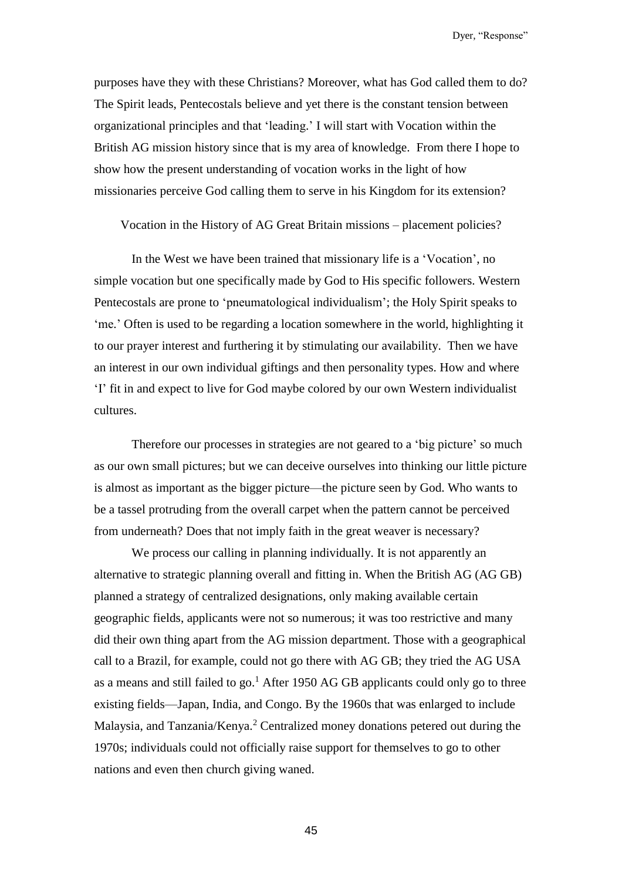purposes have they with these Christians? Moreover, what has God called them to do? The Spirit leads, Pentecostals believe and yet there is the constant tension between organizational principles and that 'leading.' I will start with Vocation within the British AG mission history since that is my area of knowledge. From there I hope to show how the present understanding of vocation works in the light of how missionaries perceive God calling them to serve in his Kingdom for its extension?

## Vocation in the History of AG Great Britain missions – placement policies?

In the West we have been trained that missionary life is a 'Vocation', no simple vocation but one specifically made by God to His specific followers. Western Pentecostals are prone to 'pneumatological individualism'; the Holy Spirit speaks to 'me.' Often is used to be regarding a location somewhere in the world, highlighting it to our prayer interest and furthering it by stimulating our availability. Then we have an interest in our own individual giftings and then personality types. How and where 'I' fit in and expect to live for God maybe colored by our own Western individualist cultures.

Therefore our processes in strategies are not geared to a 'big picture' so much as our own small pictures; but we can deceive ourselves into thinking our little picture is almost as important as the bigger picture—the picture seen by God. Who wants to be a tassel protruding from the overall carpet when the pattern cannot be perceived from underneath? Does that not imply faith in the great weaver is necessary?

We process our calling in planning individually. It is not apparently an alternative to strategic planning overall and fitting in. When the British AG (AG GB) planned a strategy of centralized designations, only making available certain geographic fields, applicants were not so numerous; it was too restrictive and many did their own thing apart from the AG mission department. Those with a geographical call to a Brazil, for example, could not go there with AG GB; they tried the AG USA as a means and still failed to go.[1] After 1950 AG GB applicants could only go to three existing fields—Japan, India, and Congo. By the 1960s that was enlarged to include Malaysia, and Tanzania/Kenya.[2] Centralized money donations petered out during the 1970s; individuals could not officially raise support for themselves to go to other nations and even then church giving waned.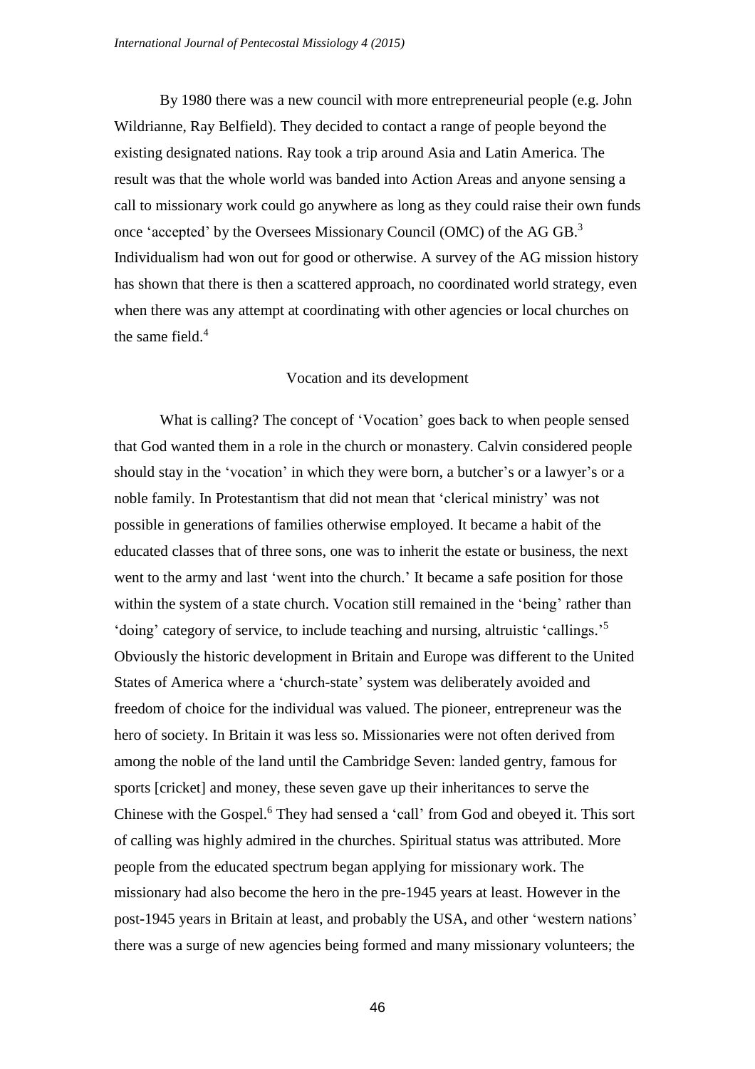By 1980 there was a new council with more entrepreneurial people (e.g. John Wildrianne, Ray Belfield). They decided to contact a range of people beyond the existing designated nations. Ray took a trip around Asia and Latin America. The result was that the whole world was banded into Action Areas and anyone sensing a call to missionary work could go anywhere as long as they could raise their own funds once 'accepted' by the Oversees Missionary Council (OMC) of the AG GB.[3] Individualism had won out for good or otherwise. A survey of the AG mission history has shown that there is then a scattered approach, no coordinated world strategy, even when there was any attempt at coordinating with other agencies or local churches on the same field.[4]

## Vocation and its development

What is calling? The concept of 'Vocation' goes back to when people sensed that God wanted them in a role in the church or monastery. Calvin considered people should stay in the 'vocation' in which they were born, a butcher's or a lawyer's or a noble family. In Protestantism that did not mean that 'clerical ministry' was not possible in generations of families otherwise employed. It became a habit of the educated classes that of three sons, one was to inherit the estate or business, the next went to the army and last 'went into the church.' It became a safe position for those within the system of a state church. Vocation still remained in the 'being' rather than 'doing' category of service, to include teaching and nursing, altruistic 'callings.'[5] Obviously the historic development in Britain and Europe was different to the United States of America where a 'church-state' system was deliberately avoided and freedom of choice for the individual was valued. The pioneer, entrepreneur was the hero of society. In Britain it was less so. Missionaries were not often derived from among the noble of the land until the Cambridge Seven: landed gentry, famous for sports [cricket] and money, these seven gave up their inheritances to serve the Chinese with the Gospel.[6] They had sensed a 'call' from God and obeyed it. This sort of calling was highly admired in the churches. Spiritual status was attributed. More people from the educated spectrum began applying for missionary work. The missionary had also become the hero in the pre-1945 years at least. However in the post-1945 years in Britain at least, and probably the USA, and other 'western nations' there was a surge of new agencies being formed and many missionary volunteers; the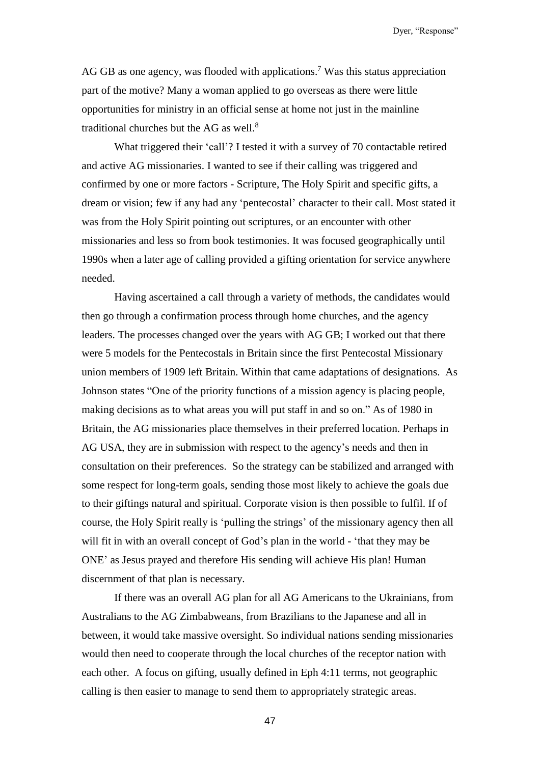AG GB as one agency, was flooded with applications.[7] Was this status appreciation part of the motive? Many a woman applied to go overseas as there were little opportunities for ministry in an official sense at home not just in the mainline traditional churches but the AG as well.[8]

What triggered their 'call'? I tested it with a survey of 70 contactable retired and active AG missionaries. I wanted to see if their calling was triggered and confirmed by one or more factors - Scripture, The Holy Spirit and specific gifts, a dream or vision; few if any had any 'pentecostal' character to their call. Most stated it was from the Holy Spirit pointing out scriptures, or an encounter with other missionaries and less so from book testimonies. It was focused geographically until 1990s when a later age of calling provided a gifting orientation for service anywhere needed.

Having ascertained a call through a variety of methods, the candidates would then go through a confirmation process through home churches, and the agency leaders. The processes changed over the years with AG GB; I worked out that there were 5 models for the Pentecostals in Britain since the first Pentecostal Missionary union members of 1909 left Britain. Within that came adaptations of designations. As Johnson states "One of the priority functions of a mission agency is placing people, making decisions as to what areas you will put staff in and so on." As of 1980 in Britain, the AG missionaries place themselves in their preferred location. Perhaps in AG USA, they are in submission with respect to the agency's needs and then in consultation on their preferences. So the strategy can be stabilized and arranged with some respect for long-term goals, sending those most likely to achieve the goals due to their giftings natural and spiritual. Corporate vision is then possible to fulfil. If of course, the Holy Spirit really is 'pulling the strings' of the missionary agency then all will fit in with an overall concept of God's plan in the world - 'that they may be ONE' as Jesus prayed and therefore His sending will achieve His plan! Human discernment of that plan is necessary.

If there was an overall AG plan for all AG Americans to the Ukrainians, from Australians to the AG Zimbabweans, from Brazilians to the Japanese and all in between, it would take massive oversight. So individual nations sending missionaries would then need to cooperate through the local churches of the receptor nation with each other. A focus on gifting, usually defined in Eph 4:11 terms, not geographic calling is then easier to manage to send them to appropriately strategic areas.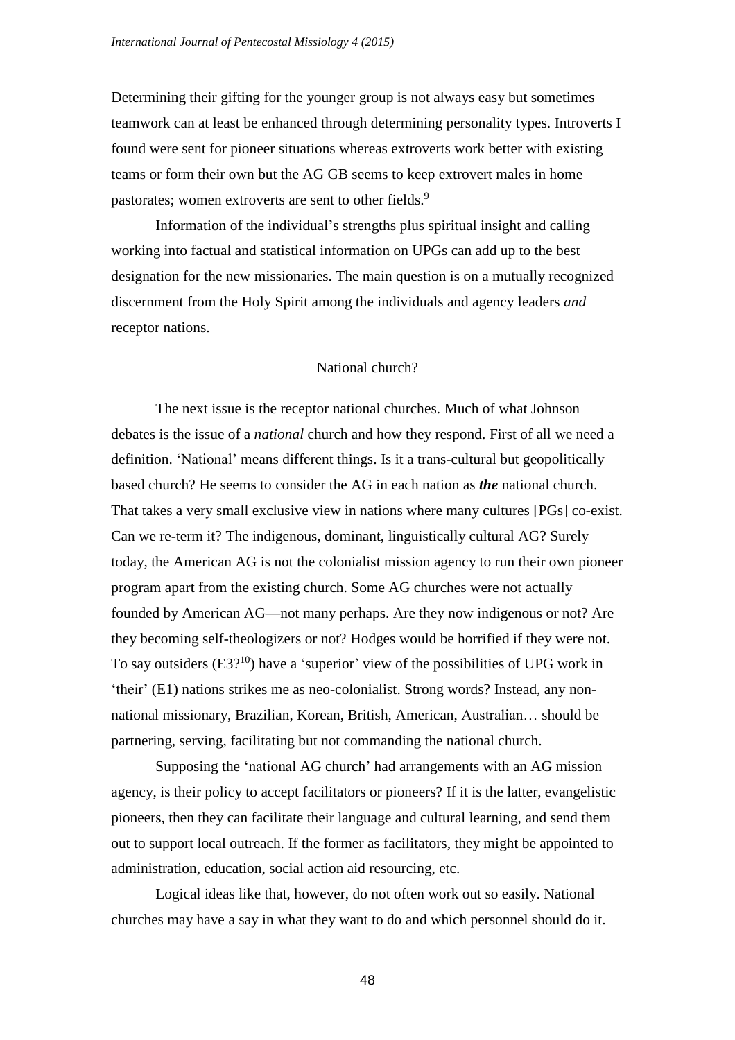Determining their gifting for the younger group is not always easy but sometimes teamwork can at least be enhanced through determining personality types. Introverts I found were sent for pioneer situations whereas extroverts work better with existing teams or form their own but the AG GB seems to keep extrovert males in home pastorates; women extroverts are sent to other fields.[9]

Information of the individual's strengths plus spiritual insight and calling working into factual and statistical information on UPGs can add up to the best designation for the new missionaries. The main question is on a mutually recognized discernment from the Holy Spirit among the individuals and agency leaders *and* receptor nations.

## National church?

The next issue is the receptor national churches. Much of what Johnson debates is the issue of a *national* church and how they respond. First of all we need a definition. 'National' means different things. Is it a trans-cultural but geopolitically based church? He seems to consider the AG in each nation as ***the*** national church. That takes a very small exclusive view in nations where many cultures [PGs] co-exist. Can we re-term it? The indigenous, dominant, linguistically cultural AG? Surely today, the American AG is not the colonialist mission agency to run their own pioneer program apart from the existing church. Some AG churches were not actually founded by American AG—not many perhaps. Are they now indigenous or not? Are they becoming self-theologizers or not? Hodges would be horrified if they were not. To say outsiders (E3?[10]) have a 'superior' view of the possibilities of UPG work in 'their' (E1) nations strikes me as neo-colonialist. Strong words? Instead, any non-national missionary, Brazilian, Korean, British, American, Australian… should be partnering, serving, facilitating but not commanding the national church.

Supposing the 'national AG church' had arrangements with an AG mission agency, is their policy to accept facilitators or pioneers? If it is the latter, evangelistic pioneers, then they can facilitate their language and cultural learning, and send them out to support local outreach. If the former as facilitators, they might be appointed to administration, education, social action aid resourcing, etc.

Logical ideas like that, however, do not often work out so easily. National churches may have a say in what they want to do and which personnel should do it.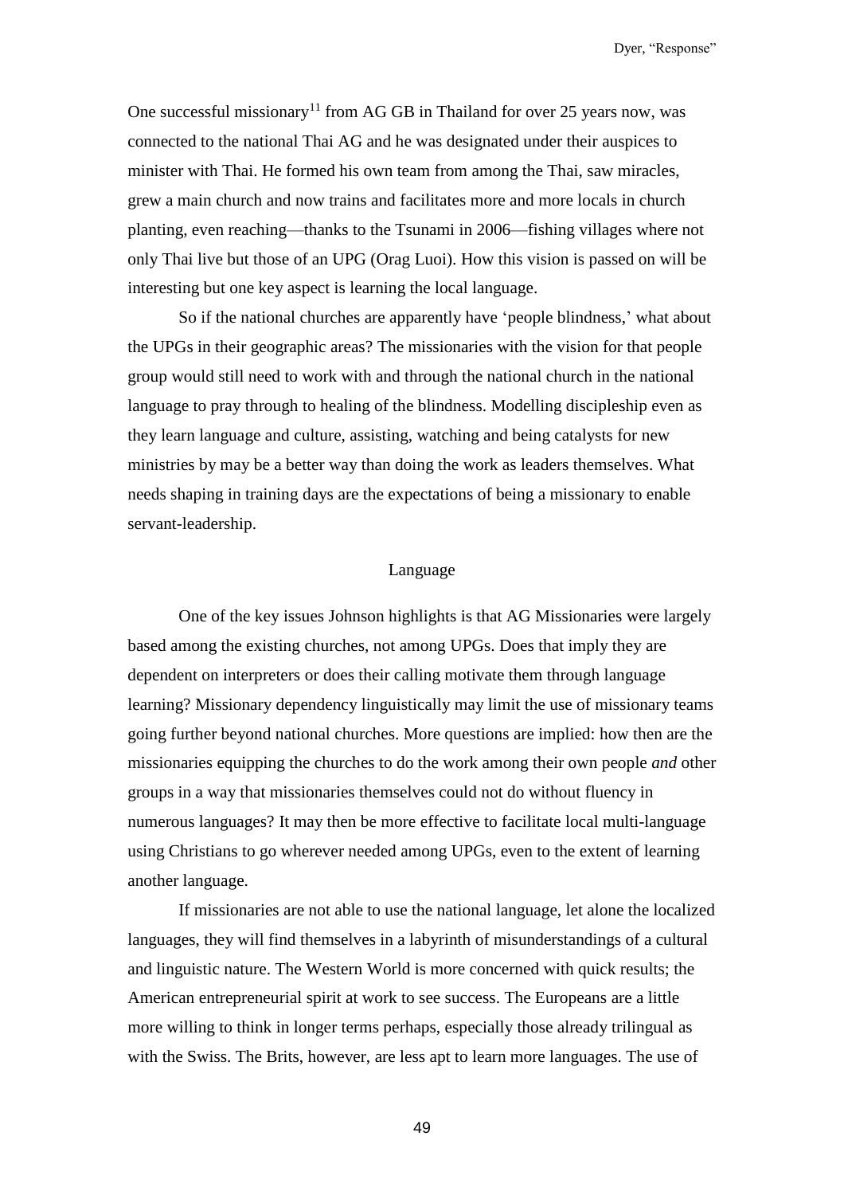One successful missionary[11] from AG GB in Thailand for over 25 years now, was connected to the national Thai AG and he was designated under their auspices to minister with Thai. He formed his own team from among the Thai, saw miracles, grew a main church and now trains and facilitates more and more locals in church planting, even reaching—thanks to the Tsunami in 2006—fishing villages where not only Thai live but those of an UPG (Orag Luoi). How this vision is passed on will be interesting but one key aspect is learning the local language.

So if the national churches are apparently have 'people blindness,' what about the UPGs in their geographic areas? The missionaries with the vision for that people group would still need to work with and through the national church in the national language to pray through to healing of the blindness. Modelling discipleship even as they learn language and culture, assisting, watching and being catalysts for new ministries by may be a better way than doing the work as leaders themselves. What needs shaping in training days are the expectations of being a missionary to enable servant-leadership.

## Language

One of the key issues Johnson highlights is that AG Missionaries were largely based among the existing churches, not among UPGs. Does that imply they are dependent on interpreters or does their calling motivate them through language learning? Missionary dependency linguistically may limit the use of missionary teams going further beyond national churches. More questions are implied: how then are the missionaries equipping the churches to do the work among their own people *and* other groups in a way that missionaries themselves could not do without fluency in numerous languages? It may then be more effective to facilitate local multi-language using Christians to go wherever needed among UPGs, even to the extent of learning another language.

If missionaries are not able to use the national language, let alone the localized languages, they will find themselves in a labyrinth of misunderstandings of a cultural and linguistic nature. The Western World is more concerned with quick results; the American entrepreneurial spirit at work to see success. The Europeans are a little more willing to think in longer terms perhaps, especially those already trilingual as with the Swiss. The Brits, however, are less apt to learn more languages. The use of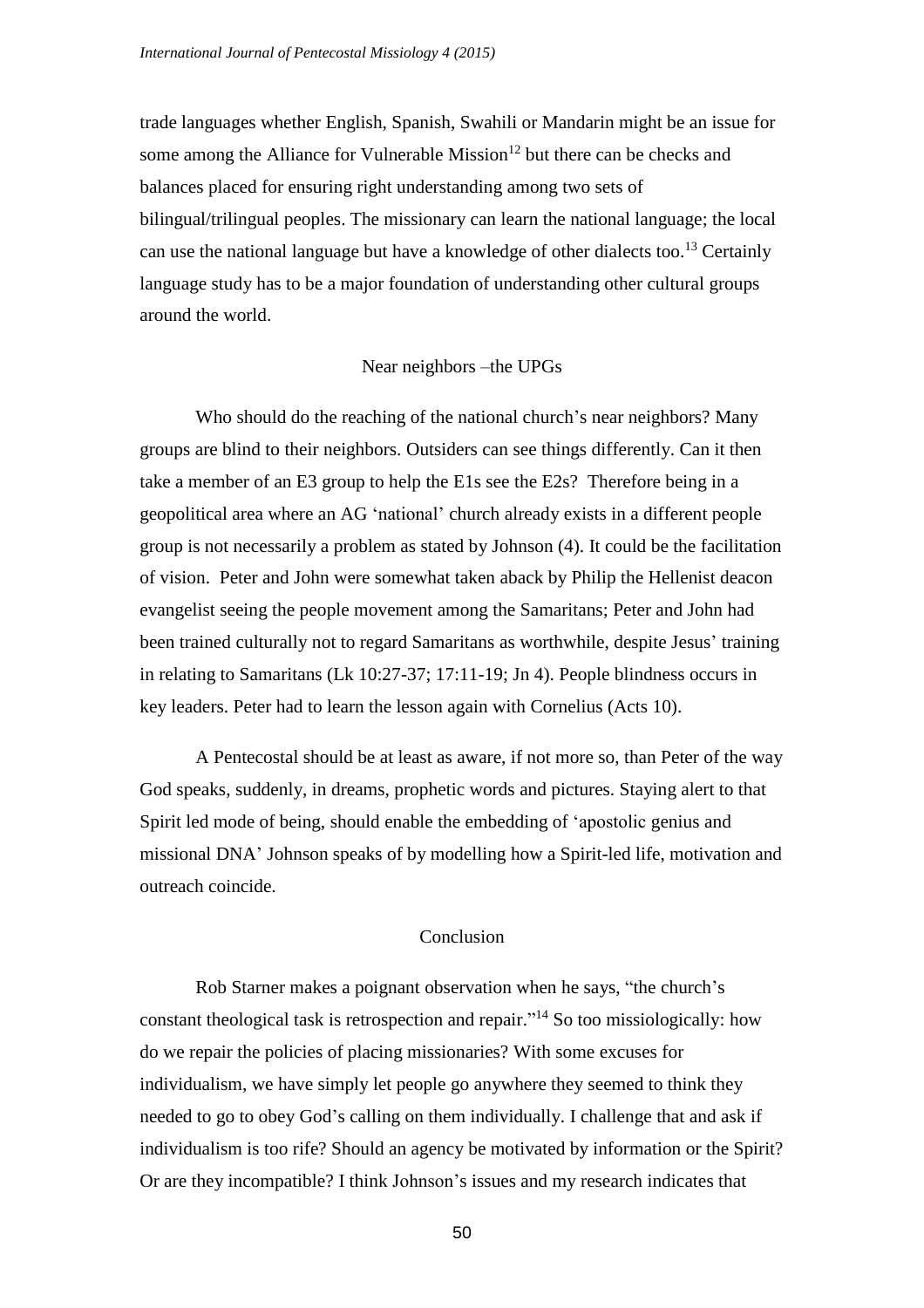trade languages whether English, Spanish, Swahili or Mandarin might be an issue for some among the Alliance for Vulnerable Mission[12] but there can be checks and balances placed for ensuring right understanding among two sets of bilingual/trilingual peoples. The missionary can learn the national language; the local can use the national language but have a knowledge of other dialects too.[13] Certainly language study has to be a major foundation of understanding other cultural groups around the world.

## Near neighbors –the UPGs

Who should do the reaching of the national church's near neighbors? Many groups are blind to their neighbors. Outsiders can see things differently. Can it then take a member of an E3 group to help the E1s see the E2s? Therefore being in a geopolitical area where an AG 'national' church already exists in a different people group is not necessarily a problem as stated by Johnson (4). It could be the facilitation of vision. Peter and John were somewhat taken aback by Philip the Hellenist deacon evangelist seeing the people movement among the Samaritans; Peter and John had been trained culturally not to regard Samaritans as worthwhile, despite Jesus' training in relating to Samaritans (Lk 10:27-37; 17:11-19; Jn 4). People blindness occurs in key leaders. Peter had to learn the lesson again with Cornelius (Acts 10).

A Pentecostal should be at least as aware, if not more so, than Peter of the way God speaks, suddenly, in dreams, prophetic words and pictures. Staying alert to that Spirit led mode of being, should enable the embedding of 'apostolic genius and missional DNA' Johnson speaks of by modelling how a Spirit-led life, motivation and outreach coincide.

## Conclusion

Rob Starner makes a poignant observation when he says, "the church's constant theological task is retrospection and repair."[14] So too missiologically: how do we repair the policies of placing missionaries? With some excuses for individualism, we have simply let people go anywhere they seemed to think they needed to go to obey God's calling on them individually. I challenge that and ask if individualism is too rife? Should an agency be motivated by information or the Spirit? Or are they incompatible? I think Johnson's issues and my research indicates that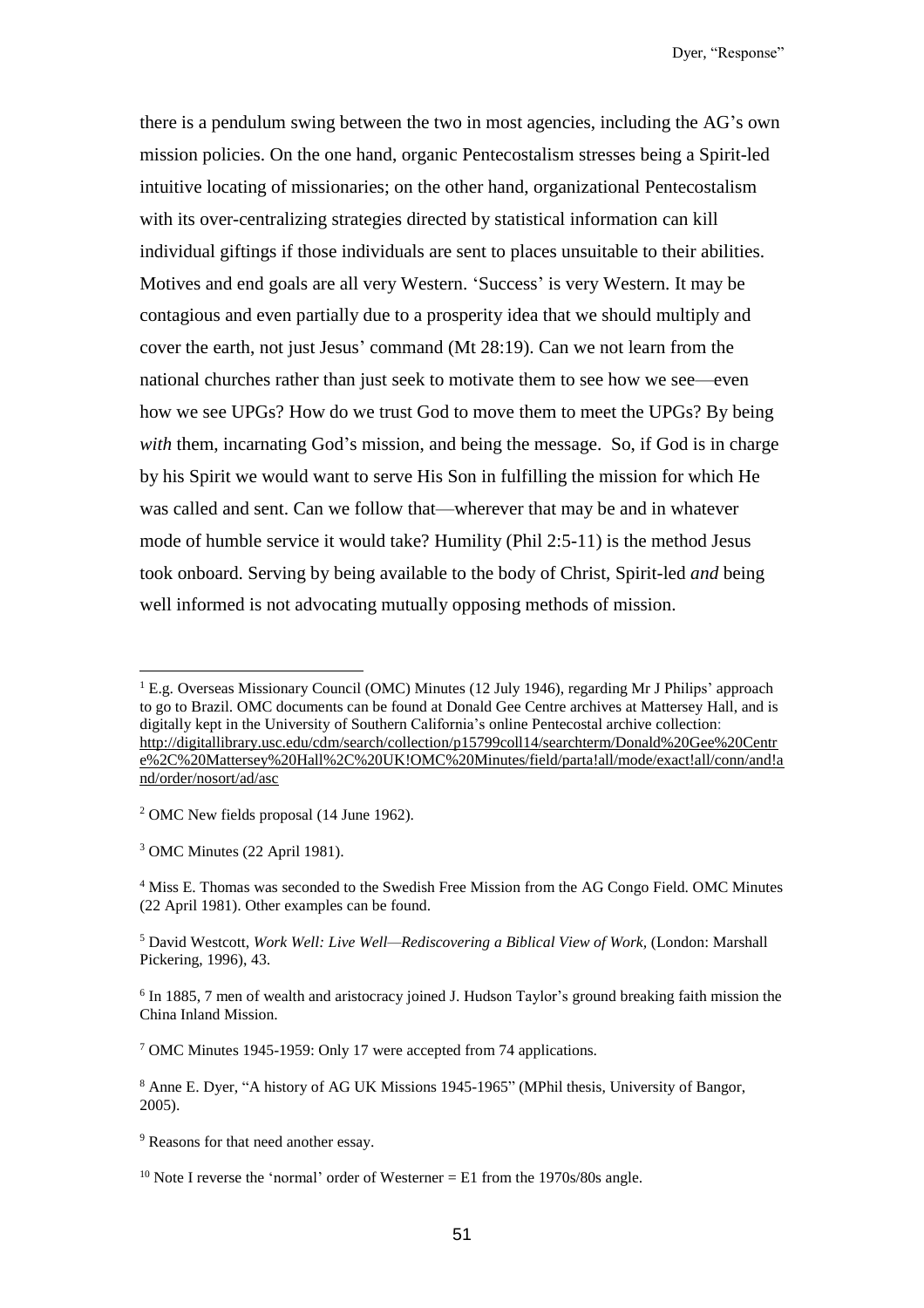there is a pendulum swing between the two in most agencies, including the AG's own mission policies. On the one hand, organic Pentecostalism stresses being a Spirit-led intuitive locating of missionaries; on the other hand, organizational Pentecostalism with its over-centralizing strategies directed by statistical information can kill individual giftings if those individuals are sent to places unsuitable to their abilities. Motives and end goals are all very Western. 'Success' is very Western. It may be contagious and even partially due to a prosperity idea that we should multiply and cover the earth, not just Jesus' command (Mt 28:19). Can we not learn from the national churches rather than just seek to motivate them to see how we see—even how we see UPGs? How do we trust God to move them to meet the UPGs? By being *with* them, incarnating God's mission, and being the message. So, if God is in charge by his Spirit we would want to serve His Son in fulfilling the mission for which He was called and sent. Can we follow that—wherever that may be and in whatever mode of humble service it would take? Humility (Phil 2:5-11) is the method Jesus took onboard. Serving by being available to the body of Christ, Spirit-led *and* being well informed is not advocating mutually opposing methods of mission.

---

[1] E.g. Overseas Missionary Council (OMC) Minutes (12 July 1946), regarding Mr J Philips' approach to go to Brazil. OMC documents can be found at Donald Gee Centre archives at Mattersey Hall, and is digitally kept in the University of Southern California's online Pentecostal archive collection: http://digitallibrary.usc.edu/cdm/search/collection/p15799coll14/searchterm/Donald%20Gee%20Centre%2C%20Mattersey%20Hall%2C%20UK!OMC%20Minutes/field/parta!all/mode/exact!all/conn/and!and/order/nosort/ad/asc

[2] OMC New fields proposal (14 June 1962).

[3] OMC Minutes (22 April 1981).

[4] Miss E. Thomas was seconded to the Swedish Free Mission from the AG Congo Field. OMC Minutes (22 April 1981). Other examples can be found.

[5] David Westcott, *Work Well: Live Well—Rediscovering a Biblical View of Work*, (London: Marshall Pickering, 1996), 43.

[6] In 1885, 7 men of wealth and aristocracy joined J. Hudson Taylor's ground breaking faith mission the China Inland Mission.

[7] OMC Minutes 1945-1959: Only 17 were accepted from 74 applications.

[8] Anne E. Dyer, "A history of AG UK Missions 1945-1965" (MPhil thesis, University of Bangor, 2005).

[9] Reasons for that need another essay.

[10] Note I reverse the 'normal' order of Westerner = E1 from the 1970s/80s angle.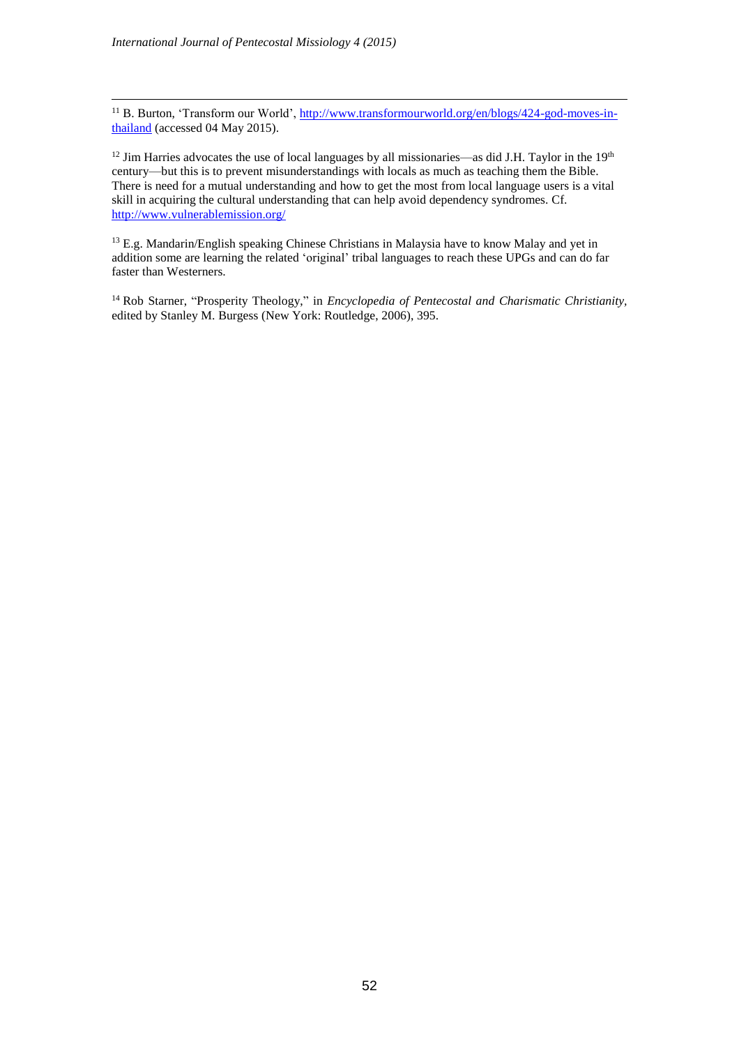[11] B. Burton, 'Transform our World', http://www.transformourworld.org/en/blogs/424-god-moves-in-thailand (accessed 04 May 2015).

[12] Jim Harries advocates the use of local languages by all missionaries—as did J.H. Taylor in the 19th century—but this is to prevent misunderstandings with locals as much as teaching them the Bible. There is need for a mutual understanding and how to get the most from local language users is a vital skill in acquiring the cultural understanding that can help avoid dependency syndromes. Cf. http://www.vulnerablemission.org/

[13] E.g. Mandarin/English speaking Chinese Christians in Malaysia have to know Malay and yet in addition some are learning the related 'original' tribal languages to reach these UPGs and can do far faster than Westerners.

[14] Rob Starner, "Prosperity Theology," in *Encyclopedia of Pentecostal and Charismatic Christianity*, edited by Stanley M. Burgess (New York: Routledge, 2006), 395.